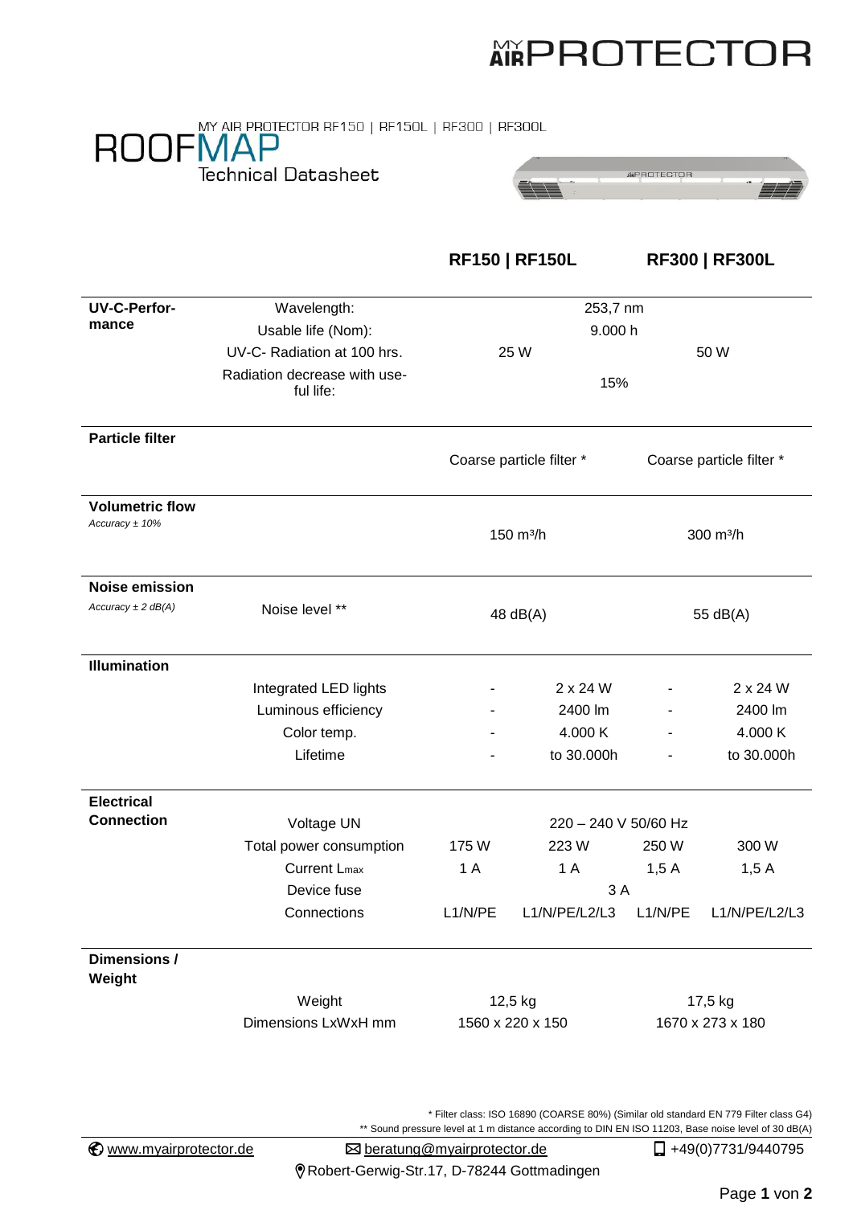# MY AIR PROTECTOR

## ROOFMAP

MY AIR PROTECTOR RF150 | RF150L | RF300 | RF300L

Technical Datasheet

| | | RF150 | RF150L | RF300 | RF300L |
|---|---|---|---|---|---|
| **UV-C-Performance** | Wavelength: | 253,7 nm | | | |
| | Usable life (Nom): | 9.000 h | | | |
| | UV-C- Radiation at 100 hrs. | 25 W | | 50 W | |
| | Radiation decrease with useful life: | 15% | | | |
| **Particle filter** | | Coarse particle filter * | | Coarse particle filter * | |
| **Volumetric flow** *Accuracy ± 10%* | | 150 m³/h | | 300 m³/h | |
| **Noise emission** *Accuracy ± 2 dB(A)* | Noise level ** | 48 dB(A) | | 55 dB(A) | |
| **Illumination** | Integrated LED lights | - | 2 x 24 W | - | 2 x 24 W |
| | Luminous efficiency | - | 2400 lm | - | 2400 lm |
| | Color temp. | - | 4.000 K | - | 4.000 K |
| | Lifetime | - | to 30.000h | - | to 30.000h |
| **Electrical Connection** | Voltage UN | 220 – 240 V 50/60 Hz | | | |
| | Total power consumption | 175 W | 223 W | 250 W | 300 W |
| | Current $L_{max}$ | 1 A | 1 A | 1,5 A | 1,5 A |
| | Device fuse | 3 A | | | |
| | Connections | L1/N/PE | L1/N/PE/L2/L3 | L1/N/PE | L1/N/PE/L2/L3 |
| **Dimensions / Weight** | Weight | 12,5 kg | | 17,5 kg | |
| | Dimensions LxWxH mm | 1560 x 220 x 150 | | 1670 x 273 x 180 | |

\* Filter class: ISO 16890 (COARSE 80%) (Similar old standard EN 779 Filter class G4)
\*\* Sound pressure level at 1 m distance according to DIN EN ISO 11203, Base noise level of 30 dB(A)

www.myairprotector.de | beratung@myairprotector.de | +49(0)7731/9440795

Robert-Gerwig-Str.17, D-78244 Gottmadingen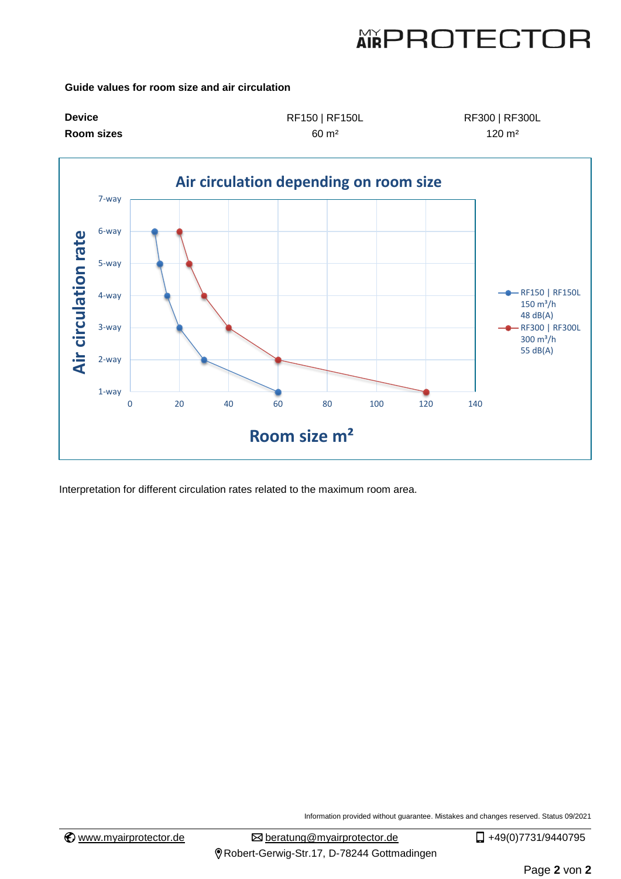**Guide values for room size and air circulation**

| | | |
|---|---|---|
| **Device** | RF150 \| RF150L | RF300 \| RF300L |
| **Room sizes** | 60 m² | 120 m² |

Air circulation depending on room size

Air circulation rate

7-way
6-way
5-way
4-way
3-way
2-way
1-way

0 20 40 60 80 100 120 140

Room size m²

RF150 | RF150L
150 m³/h
48 dB(A)

RF300 | RF300L
300 m³/h
55 dB(A)

Interpretation for different circulation rates related to the maximum room area.

Information provided without guarantee. Mistakes and changes reserved. Status 09/2021

www.myairprotector.de
beratung@myairprotector.de
+49(0)7731/9440795
Robert-Gerwig-Str.17, D-78244 Gottmadingen